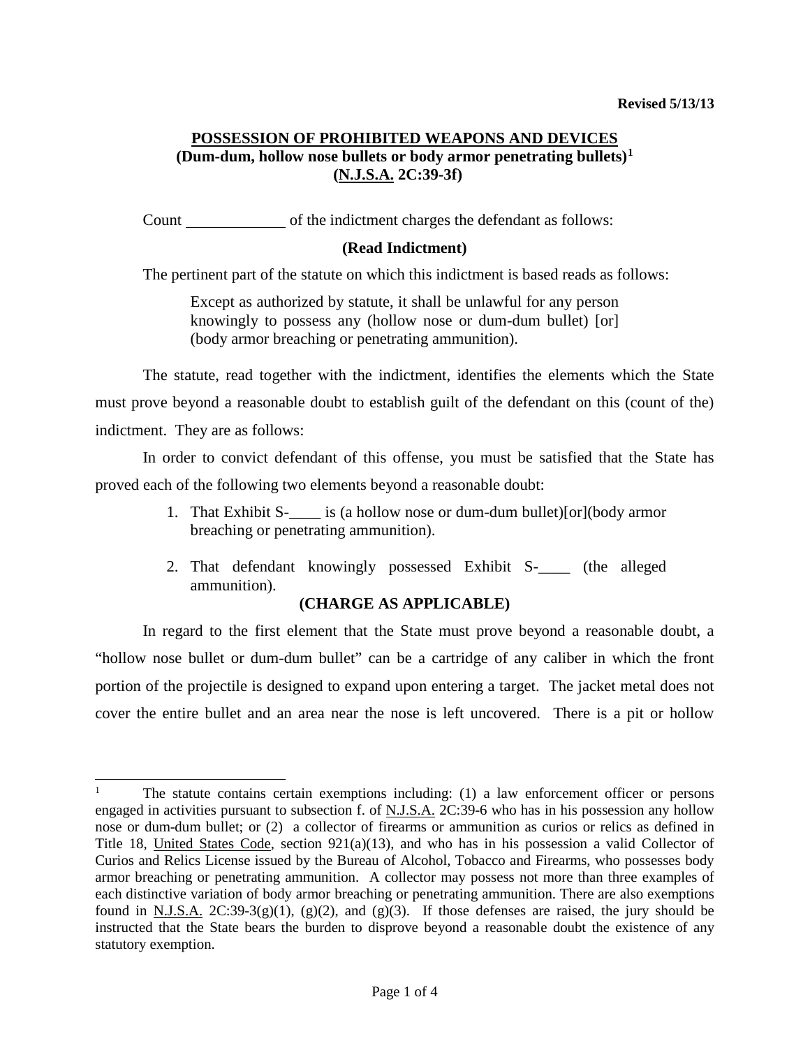Revised 5/13/13

## POSSESSION OF PROHIBITED WEAPONS AND DEVICES
**(Dum-dum, hollow nose bullets or body armor penetrating bullets)[1]**
**(N.J.S.A. 2C:39-3f)**

Count ____________ of the indictment charges the defendant as follows:

**(Read Indictment)**

The pertinent part of the statute on which this indictment is based reads as follows:

> Except as authorized by statute, it shall be unlawful for any person knowingly to possess any (hollow nose or dum-dum bullet) [or] (body armor breaching or penetrating ammunition).

The statute, read together with the indictment, identifies the elements which the State must prove beyond a reasonable doubt to establish guilt of the defendant on this (count of the) indictment. They are as follows:

In order to convict defendant of this offense, you must be satisfied that the State has proved each of the following two elements beyond a reasonable doubt:

1. That Exhibit S-____ is (a hollow nose or dum-dum bullet)[or](body armor breaching or penetrating ammunition).
2. That defendant knowingly possessed Exhibit S-____ (the alleged ammunition).

**(CHARGE AS APPLICABLE)**

In regard to the first element that the State must prove beyond a reasonable doubt, a "hollow nose bullet or dum-dum bullet" can be a cartridge of any caliber in which the front portion of the projectile is designed to expand upon entering a target. The jacket metal does not cover the entire bullet and an area near the nose is left uncovered. There is a pit or hollow

---

[1] The statute contains certain exemptions including: (1) a law enforcement officer or persons engaged in activities pursuant to subsection f. of N.J.S.A. 2C:39-6 who has in his possession any hollow nose or dum-dum bullet; or (2) a collector of firearms or ammunition as curios or relics as defined in Title 18, United States Code, section 921(a)(13), and who has in his possession a valid Collector of Curios and Relics License issued by the Bureau of Alcohol, Tobacco and Firearms, who possesses body armor breaching or penetrating ammunition. A collector may possess not more than three examples of each distinctive variation of body armor breaching or penetrating ammunition. There are also exemptions found in N.J.S.A. 2C:39-3(g)(1), (g)(2), and (g)(3). If those defenses are raised, the jury should be instructed that the State bears the burden to disprove beyond a reasonable doubt the existence of any statutory exemption.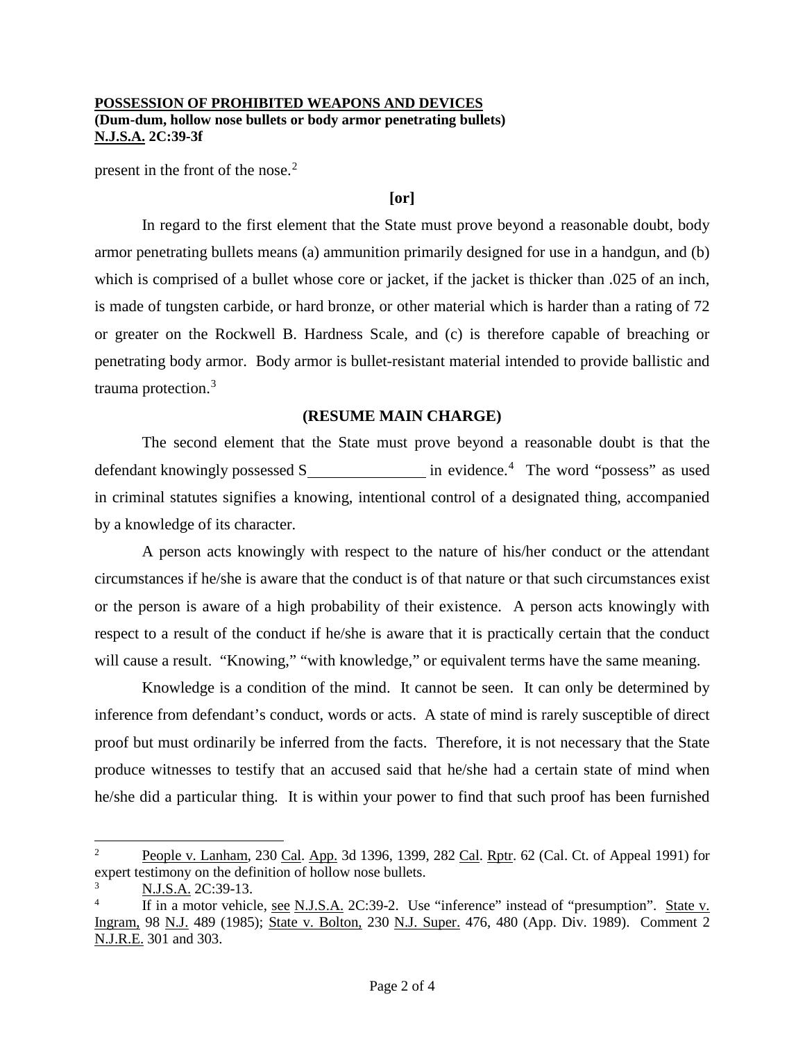present in the front of the nose.[2]

**[or]**

In regard to the first element that the State must prove beyond a reasonable doubt, body armor penetrating bullets means (a) ammunition primarily designed for use in a handgun, and (b) which is comprised of a bullet whose core or jacket, if the jacket is thicker than .025 of an inch, is made of tungsten carbide, or hard bronze, or other material which is harder than a rating of 72 or greater on the Rockwell B. Hardness Scale, and (c) is therefore capable of breaching or penetrating body armor. Body armor is bullet-resistant material intended to provide ballistic and trauma protection.[3]

**(RESUME MAIN CHARGE)**

The second element that the State must prove beyond a reasonable doubt is that the defendant knowingly possessed S_______________ in evidence.[4] The word "possess" as used in criminal statutes signifies a knowing, intentional control of a designated thing, accompanied by a knowledge of its character.

A person acts knowingly with respect to the nature of his/her conduct or the attendant circumstances if he/she is aware that the conduct is of that nature or that such circumstances exist or the person is aware of a high probability of their existence. A person acts knowingly with respect to a result of the conduct if he/she is aware that it is practically certain that the conduct will cause a result. "Knowing," "with knowledge," or equivalent terms have the same meaning.

Knowledge is a condition of the mind. It cannot be seen. It can only be determined by inference from defendant's conduct, words or acts. A state of mind is rarely susceptible of direct proof but must ordinarily be inferred from the facts. Therefore, it is not necessary that the State produce witnesses to testify that an accused said that he/she had a certain state of mind when he/she did a particular thing. It is within your power to find that such proof has been furnished

---

[2] People v. Lanham, 230 Cal. App. 3d 1396, 1399, 282 Cal. Rptr. 62 (Cal. Ct. of Appeal 1991) for expert testimony on the definition of hollow nose bullets.

[3] N.J.S.A. 2C:39-13.

[4] If in a motor vehicle, see N.J.S.A. 2C:39-2. Use "inference" instead of "presumption". State v. Ingram, 98 N.J. 489 (1985); State v. Bolton, 230 N.J. Super. 476, 480 (App. Div. 1989). Comment 2 N.J.R.E. 301 and 303.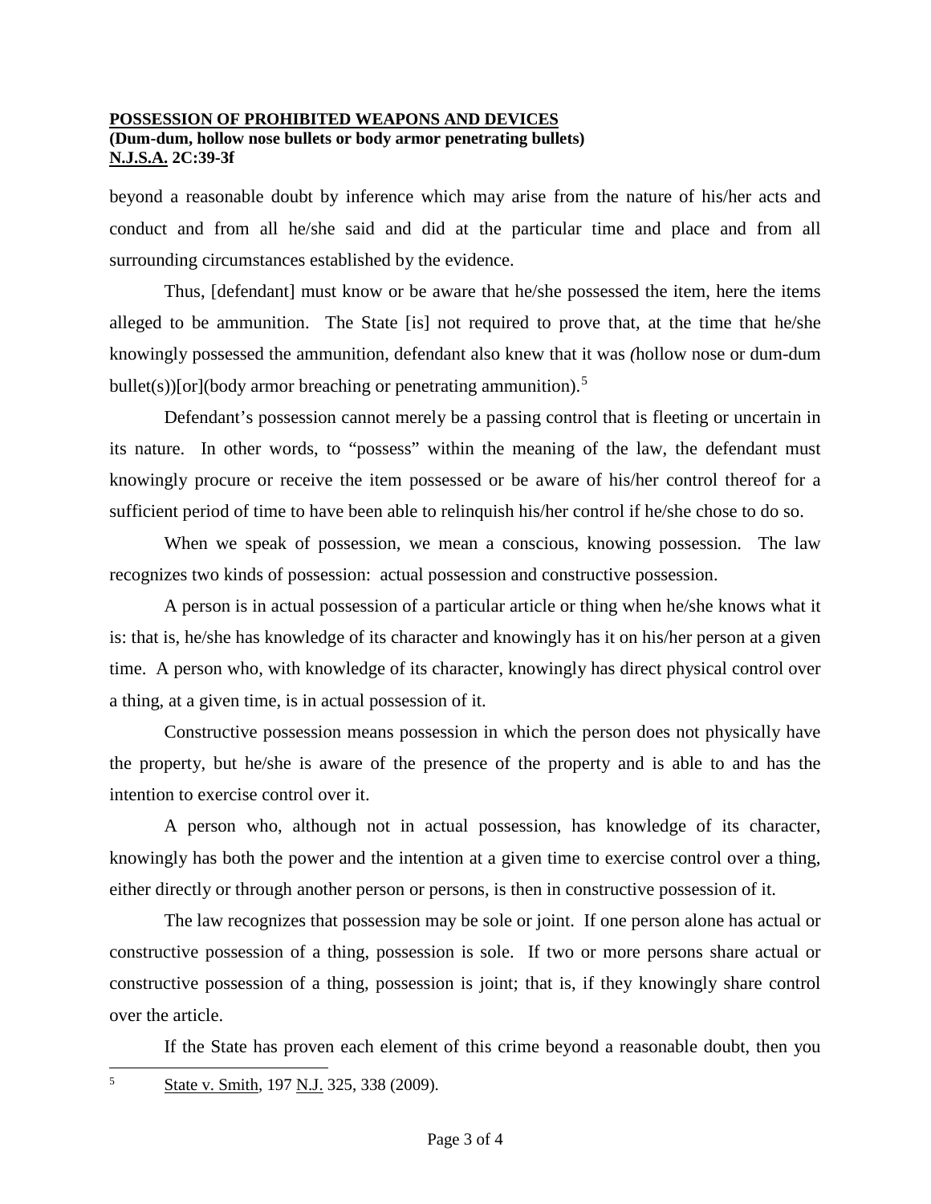**POSSESSION OF PROHIBITED WEAPONS AND DEVICES**
**(Dum-dum, hollow nose bullets or body armor penetrating bullets)**
**N.J.S.A. 2C:39-3f**

beyond a reasonable doubt by inference which may arise from the nature of his/her acts and conduct and from all he/she said and did at the particular time and place and from all surrounding circumstances established by the evidence.

Thus, [defendant] must know or be aware that he/she possessed the item, here the items alleged to be ammunition. The State [is] not required to prove that, at the time that he/she knowingly possessed the ammunition, defendant also knew that it was *(*hollow nose or dum-dum bullet(s))[or](body armor breaching or penetrating ammunition).[5]

Defendant's possession cannot merely be a passing control that is fleeting or uncertain in its nature. In other words, to "possess" within the meaning of the law, the defendant must knowingly procure or receive the item possessed or be aware of his/her control thereof for a sufficient period of time to have been able to relinquish his/her control if he/she chose to do so.

When we speak of possession, we mean a conscious, knowing possession. The law recognizes two kinds of possession: actual possession and constructive possession.

A person is in actual possession of a particular article or thing when he/she knows what it is: that is, he/she has knowledge of its character and knowingly has it on his/her person at a given time. A person who, with knowledge of its character, knowingly has direct physical control over a thing, at a given time, is in actual possession of it.

Constructive possession means possession in which the person does not physically have the property, but he/she is aware of the presence of the property and is able to and has the intention to exercise control over it.

A person who, although not in actual possession, has knowledge of its character, knowingly has both the power and the intention at a given time to exercise control over a thing, either directly or through another person or persons, is then in constructive possession of it.

The law recognizes that possession may be sole or joint. If one person alone has actual or constructive possession of a thing, possession is sole. If two or more persons share actual or constructive possession of a thing, possession is joint; that is, if they knowingly share control over the article.

If the State has proven each element of this crime beyond a reasonable doubt, then you

---

[5] State v. Smith, 197 N.J. 325, 338 (2009).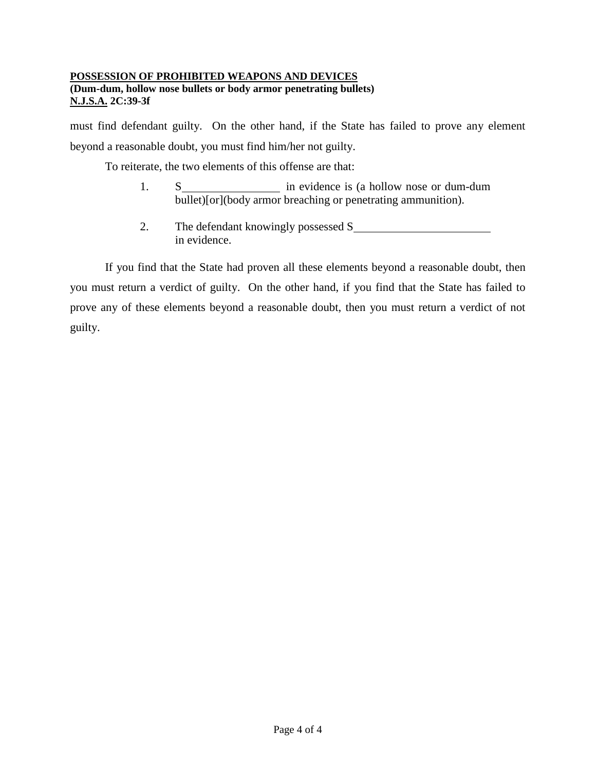must find defendant guilty. On the other hand, if the State has failed to prove any element beyond a reasonable doubt, you must find him/her not guilty.

To reiterate, the two elements of this offense are that:

1. S\_\_\_\_\_\_\_\_\_\_\_\_\_\_\_\_ in evidence is (a hollow nose or dum-dum bullet)[or](body armor breaching or penetrating ammunition).

2. The defendant knowingly possessed S\_\_\_\_\_\_\_\_\_\_\_\_\_\_\_\_\_\_\_\_\_\_\_ in evidence.

If you find that the State had proven all these elements beyond a reasonable doubt, then you must return a verdict of guilty. On the other hand, if you find that the State has failed to prove any of these elements beyond a reasonable doubt, then you must return a verdict of not guilty.